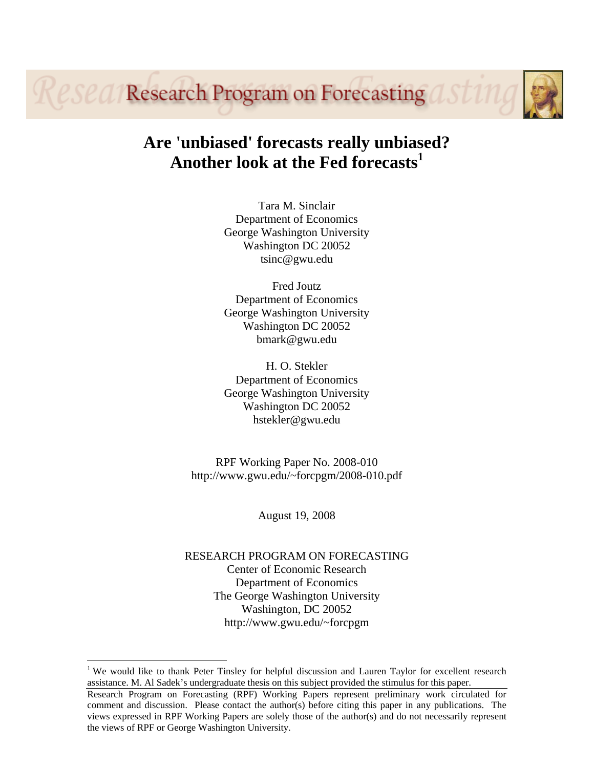Research Program on Forecasting

# Are 'unbiased' forecasts really unbiased? Another look at the Fed forecasts[1]

Tara M. Sinclair
Department of Economics
George Washington University
Washington DC 20052
tsinc@gwu.edu

Fred Joutz
Department of Economics
George Washington University
Washington DC 20052
bmark@gwu.edu

H. O. Stekler
Department of Economics
George Washington University
Washington DC 20052
hstekler@gwu.edu

RPF Working Paper No. 2008-010
http://www.gwu.edu/~forcpgm/2008-010.pdf

August 19, 2008

RESEARCH PROGRAM ON FORECASTING
Center of Economic Research
Department of Economics
The George Washington University
Washington, DC 20052
http://www.gwu.edu/~forcpgm

[1] We would like to thank Peter Tinsley for helpful discussion and Lauren Taylor for excellent research assistance. M. Al Sadek's undergraduate thesis on this subject provided the stimulus for this paper.

Research Program on Forecasting (RPF) Working Papers represent preliminary work circulated for comment and discussion. Please contact the author(s) before citing this paper in any publications. The views expressed in RPF Working Papers are solely those of the author(s) and do not necessarily represent the views of RPF or George Washington University.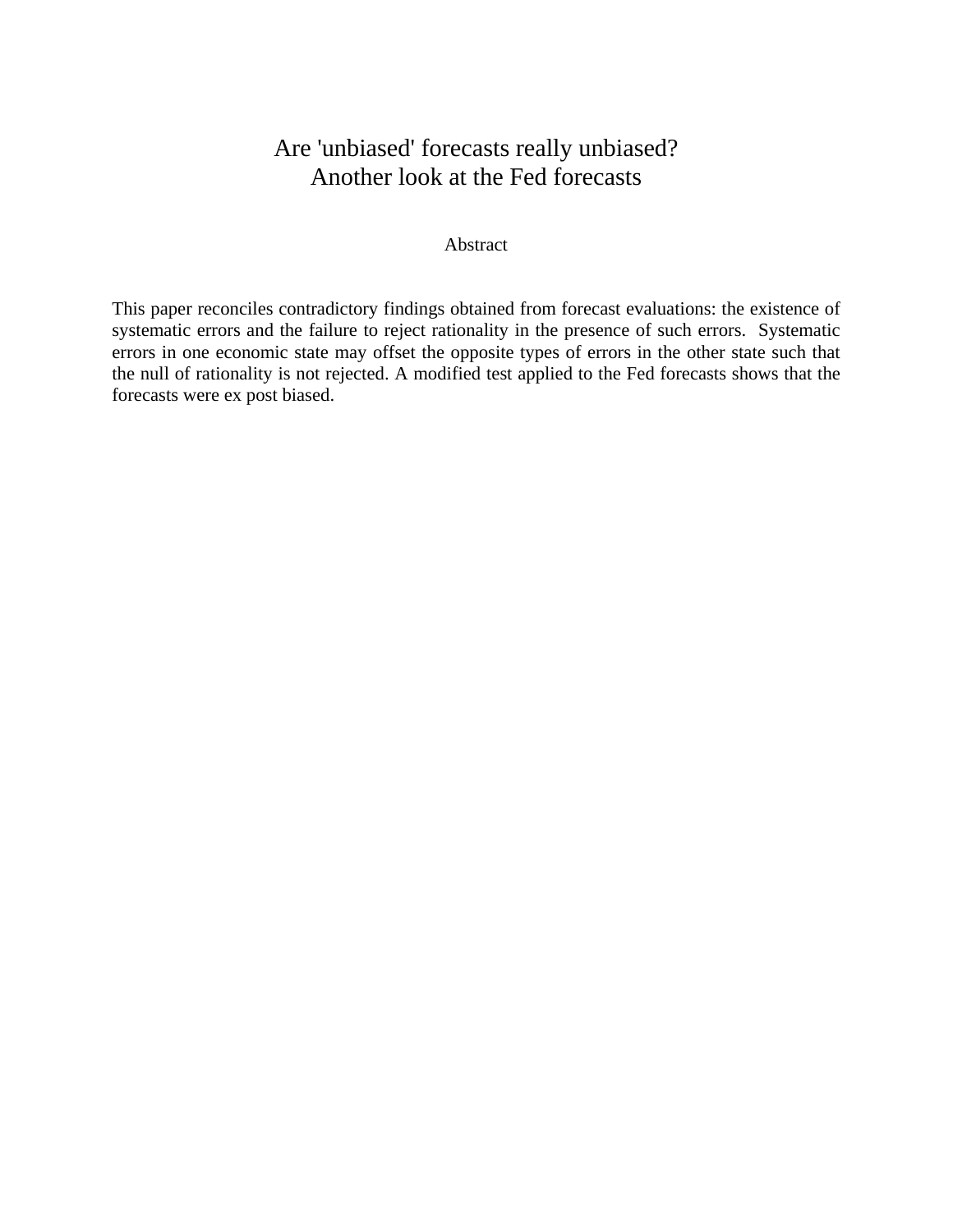# Are 'unbiased' forecasts really unbiased?
# Another look at the Fed forecasts

## Abstract

This paper reconciles contradictory findings obtained from forecast evaluations: the existence of systematic errors and the failure to reject rationality in the presence of such errors. Systematic errors in one economic state may offset the opposite types of errors in the other state such that the null of rationality is not rejected. A modified test applied to the Fed forecasts shows that the forecasts were ex post biased.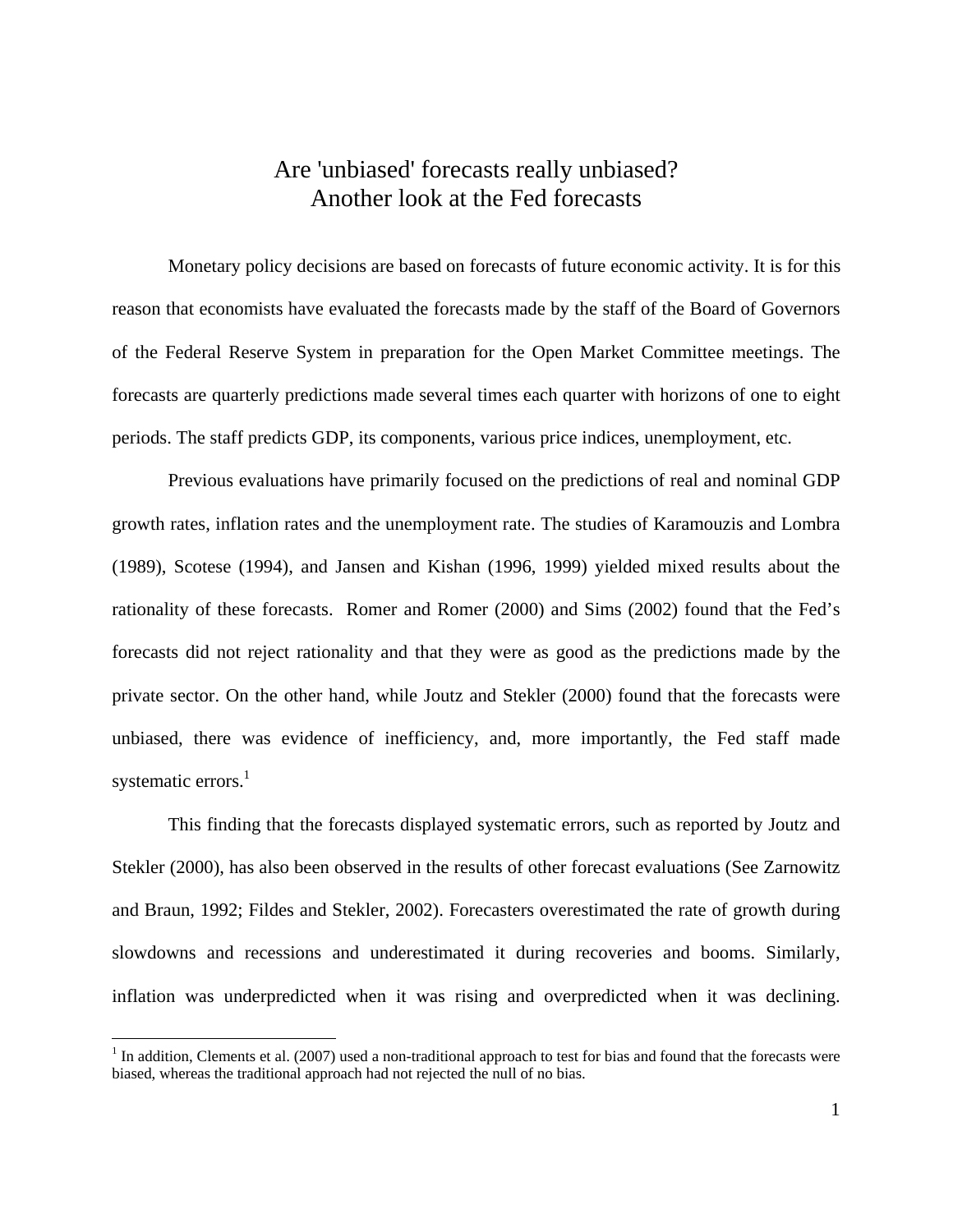# Are 'unbiased' forecasts really unbiased? Another look at the Fed forecasts

Monetary policy decisions are based on forecasts of future economic activity. It is for this reason that economists have evaluated the forecasts made by the staff of the Board of Governors of the Federal Reserve System in preparation for the Open Market Committee meetings. The forecasts are quarterly predictions made several times each quarter with horizons of one to eight periods. The staff predicts GDP, its components, various price indices, unemployment, etc.

Previous evaluations have primarily focused on the predictions of real and nominal GDP growth rates, inflation rates and the unemployment rate. The studies of Karamouzis and Lombra (1989), Scotese (1994), and Jansen and Kishan (1996, 1999) yielded mixed results about the rationality of these forecasts. Romer and Romer (2000) and Sims (2002) found that the Fed's forecasts did not reject rationality and that they were as good as the predictions made by the private sector. On the other hand, while Joutz and Stekler (2000) found that the forecasts were unbiased, there was evidence of inefficiency, and, more importantly, the Fed staff made systematic errors.[1]

This finding that the forecasts displayed systematic errors, such as reported by Joutz and Stekler (2000), has also been observed in the results of other forecast evaluations (See Zarnowitz and Braun, 1992; Fildes and Stekler, 2002). Forecasters overestimated the rate of growth during slowdowns and recessions and underestimated it during recoveries and booms. Similarly, inflation was underpredicted when it was rising and overpredicted when it was declining.

[1] In addition, Clements et al. (2007) used a non-traditional approach to test for bias and found that the forecasts were biased, whereas the traditional approach had not rejected the null of no bias.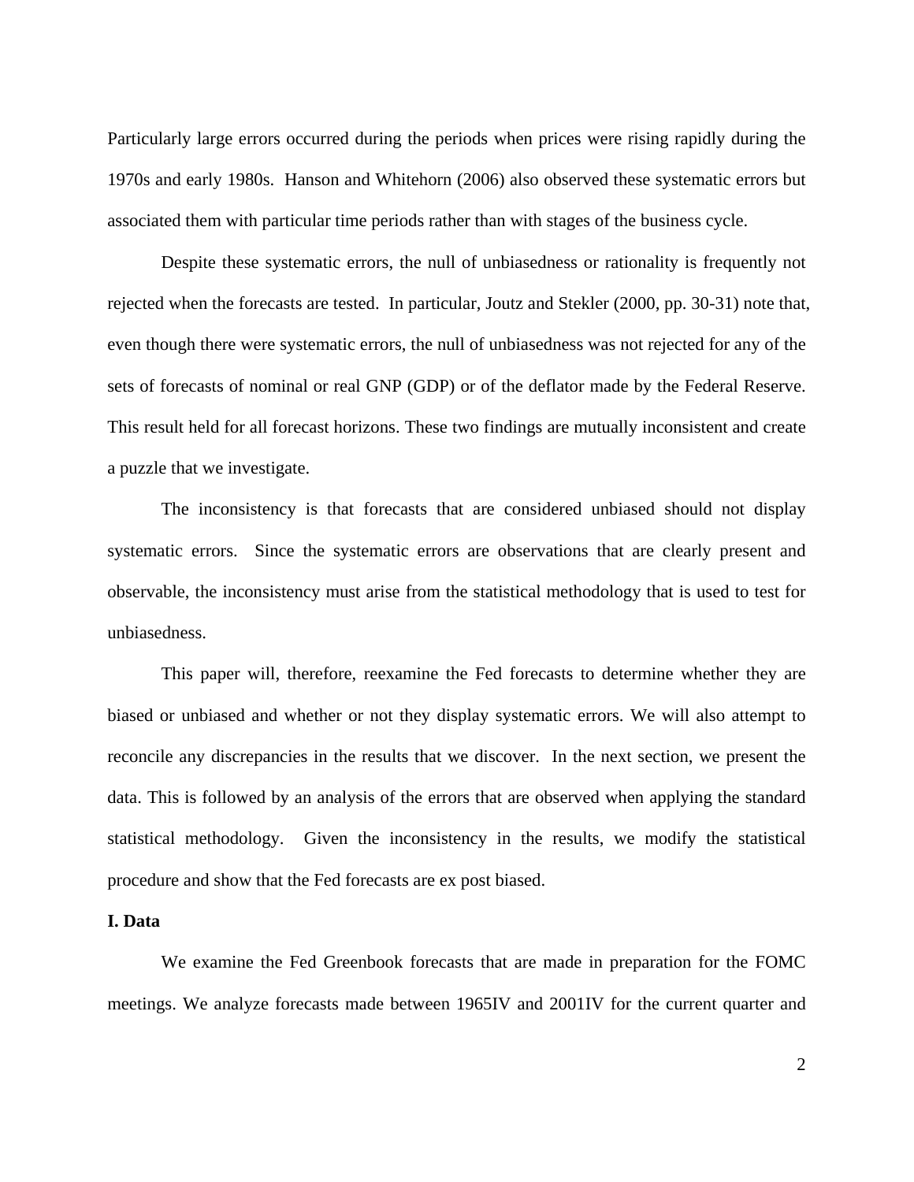Particularly large errors occurred during the periods when prices were rising rapidly during the 1970s and early 1980s. Hanson and Whitehorn (2006) also observed these systematic errors but associated them with particular time periods rather than with stages of the business cycle.

Despite these systematic errors, the null of unbiasedness or rationality is frequently not rejected when the forecasts are tested. In particular, Joutz and Stekler (2000, pp. 30-31) note that, even though there were systematic errors, the null of unbiasedness was not rejected for any of the sets of forecasts of nominal or real GNP (GDP) or of the deflator made by the Federal Reserve. This result held for all forecast horizons. These two findings are mutually inconsistent and create a puzzle that we investigate.

The inconsistency is that forecasts that are considered unbiased should not display systematic errors. Since the systematic errors are observations that are clearly present and observable, the inconsistency must arise from the statistical methodology that is used to test for unbiasedness.

This paper will, therefore, reexamine the Fed forecasts to determine whether they are biased or unbiased and whether or not they display systematic errors. We will also attempt to reconcile any discrepancies in the results that we discover. In the next section, we present the data. This is followed by an analysis of the errors that are observed when applying the standard statistical methodology. Given the inconsistency in the results, we modify the statistical procedure and show that the Fed forecasts are ex post biased.

**I. Data**

We examine the Fed Greenbook forecasts that are made in preparation for the FOMC meetings. We analyze forecasts made between 1965IV and 2001IV for the current quarter and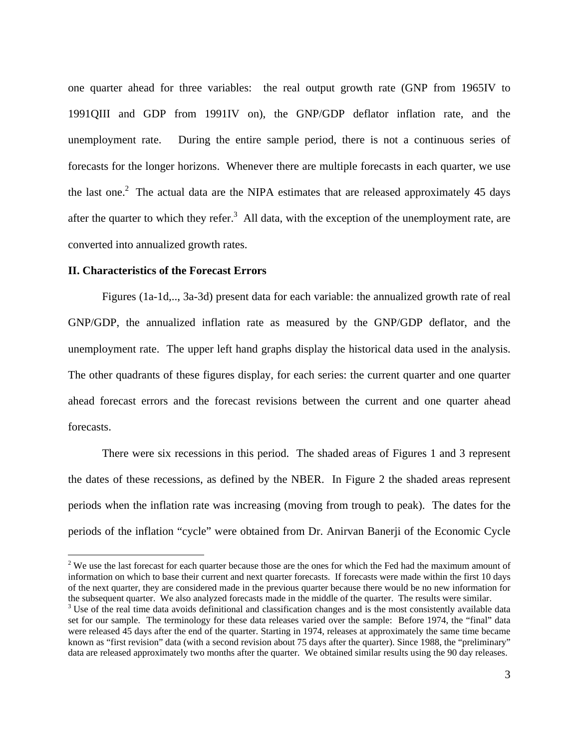one quarter ahead for three variables: the real output growth rate (GNP from 1965IV to 1991QIII and GDP from 1991IV on), the GNP/GDP deflator inflation rate, and the unemployment rate. During the entire sample period, there is not a continuous series of forecasts for the longer horizons. Whenever there are multiple forecasts in each quarter, we use the last one.[2] The actual data are the NIPA estimates that are released approximately 45 days after the quarter to which they refer.[3] All data, with the exception of the unemployment rate, are converted into annualized growth rates.

**II. Characteristics of the Forecast Errors**

Figures (1a-1d,.., 3a-3d) present data for each variable: the annualized growth rate of real GNP/GDP, the annualized inflation rate as measured by the GNP/GDP deflator, and the unemployment rate. The upper left hand graphs display the historical data used in the analysis. The other quadrants of these figures display, for each series: the current quarter and one quarter ahead forecast errors and the forecast revisions between the current and one quarter ahead forecasts.

There were six recessions in this period. The shaded areas of Figures 1 and 3 represent the dates of these recessions, as defined by the NBER. In Figure 2 the shaded areas represent periods when the inflation rate was increasing (moving from trough to peak). The dates for the periods of the inflation "cycle" were obtained from Dr. Anirvan Banerji of the Economic Cycle

[2] We use the last forecast for each quarter because those are the ones for which the Fed had the maximum amount of information on which to base their current and next quarter forecasts. If forecasts were made within the first 10 days of the next quarter, they are considered made in the previous quarter because there would be no new information for the subsequent quarter. We also analyzed forecasts made in the middle of the quarter. The results were similar.

[3] Use of the real time data avoids definitional and classification changes and is the most consistently available data set for our sample. The terminology for these data releases varied over the sample: Before 1974, the "final" data were released 45 days after the end of the quarter. Starting in 1974, releases at approximately the same time became known as "first revision" data (with a second revision about 75 days after the quarter). Since 1988, the "preliminary" data are released approximately two months after the quarter. We obtained similar results using the 90 day releases.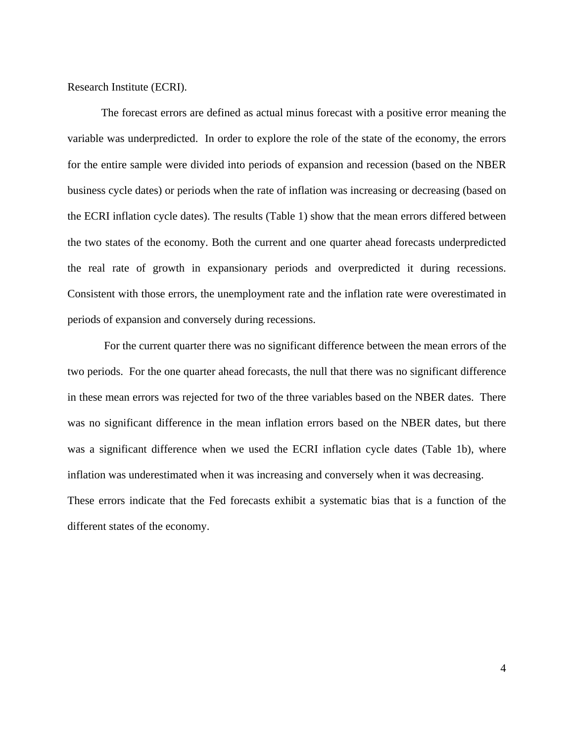Research Institute (ECRI).

The forecast errors are defined as actual minus forecast with a positive error meaning the variable was underpredicted. In order to explore the role of the state of the economy, the errors for the entire sample were divided into periods of expansion and recession (based on the NBER business cycle dates) or periods when the rate of inflation was increasing or decreasing (based on the ECRI inflation cycle dates). The results (Table 1) show that the mean errors differed between the two states of the economy. Both the current and one quarter ahead forecasts underpredicted the real rate of growth in expansionary periods and overpredicted it during recessions. Consistent with those errors, the unemployment rate and the inflation rate were overestimated in periods of expansion and conversely during recessions.

For the current quarter there was no significant difference between the mean errors of the two periods. For the one quarter ahead forecasts, the null that there was no significant difference in these mean errors was rejected for two of the three variables based on the NBER dates. There was no significant difference in the mean inflation errors based on the NBER dates, but there was a significant difference when we used the ECRI inflation cycle dates (Table 1b), where inflation was underestimated when it was increasing and conversely when it was decreasing.
These errors indicate that the Fed forecasts exhibit a systematic bias that is a function of the different states of the economy.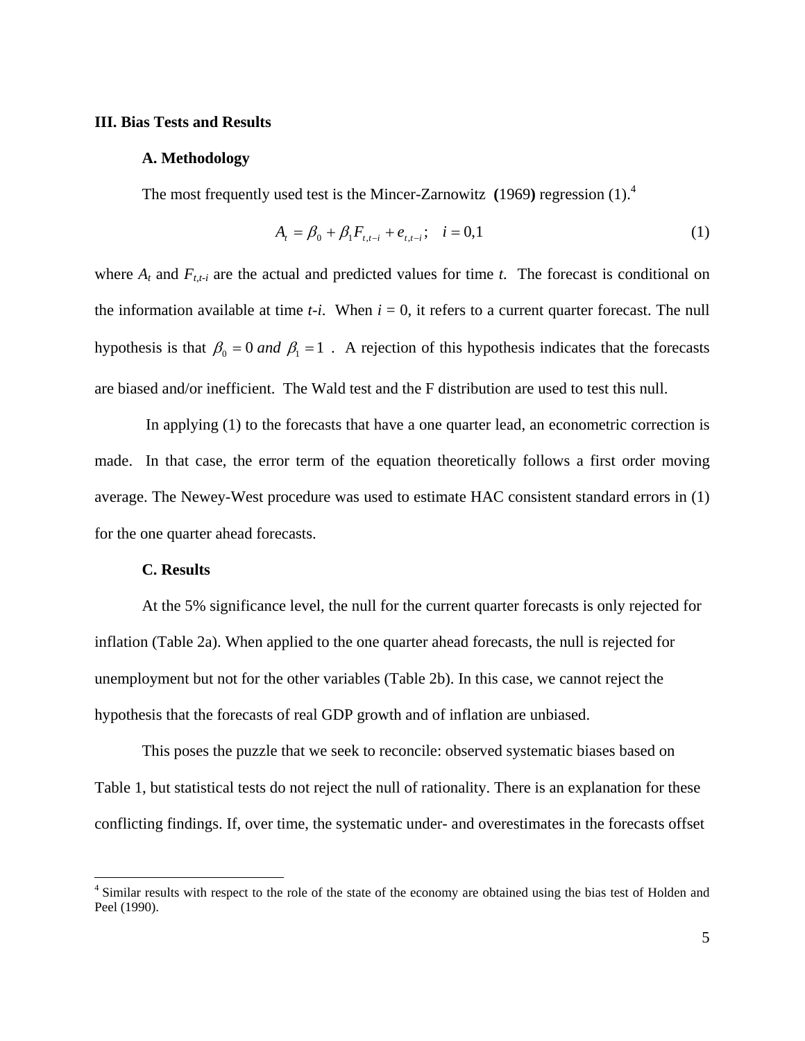## III. Bias Tests and Results

### A. Methodology

The most frequently used test is the Mincer-Zarnowitz **(**1969**)** regression (1).[4]

$$A_t = \beta_0 + \beta_1 F_{t,t-i} + e_{t,t-i}; \quad i = 0,1 \tag{1}$$

where $A_t$ and $F_{t,t-i}$ are the actual and predicted values for time $t$. The forecast is conditional on the information available at time $t$-$i$. When $i$ = 0, it refers to a current quarter forecast. The null hypothesis is that $\beta_0 = 0$ *and* $\beta_1 = 1$ . A rejection of this hypothesis indicates that the forecasts are biased and/or inefficient. The Wald test and the F distribution are used to test this null.

In applying (1) to the forecasts that have a one quarter lead, an econometric correction is made. In that case, the error term of the equation theoretically follows a first order moving average. The Newey-West procedure was used to estimate HAC consistent standard errors in (1) for the one quarter ahead forecasts.

### C. Results

At the 5% significance level, the null for the current quarter forecasts is only rejected for inflation (Table 2a). When applied to the one quarter ahead forecasts, the null is rejected for unemployment but not for the other variables (Table 2b). In this case, we cannot reject the hypothesis that the forecasts of real GDP growth and of inflation are unbiased.

This poses the puzzle that we seek to reconcile: observed systematic biases based on Table 1, but statistical tests do not reject the null of rationality. There is an explanation for these conflicting findings. If, over time, the systematic under- and overestimates in the forecasts offset

[4] Similar results with respect to the role of the state of the economy are obtained using the bias test of Holden and Peel (1990).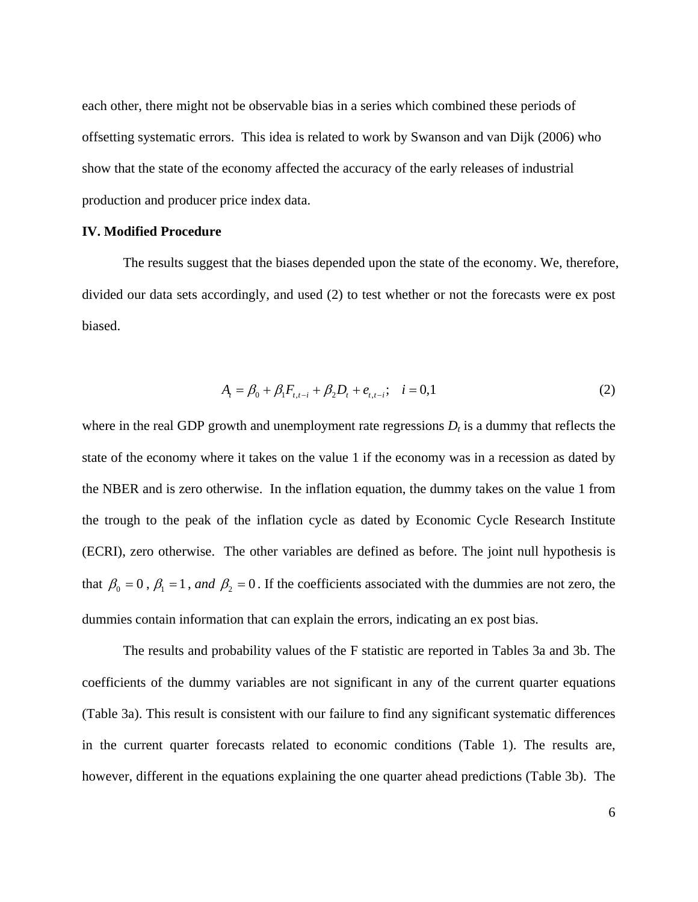each other, there might not be observable bias in a series which combined these periods of offsetting systematic errors. This idea is related to work by Swanson and van Dijk (2006) who show that the state of the economy affected the accuracy of the early releases of industrial production and producer price index data.

**IV. Modified Procedure**

The results suggest that the biases depended upon the state of the economy. We, therefore, divided our data sets accordingly, and used (2) to test whether or not the forecasts were ex post biased.

$$A_t = \beta_0 + \beta_1 F_{t,t-i} + \beta_2 D_t + e_{t,t-i}; \quad i = 0,1 \tag{2}$$

where in the real GDP growth and unemployment rate regressions $D_t$ is a dummy that reflects the state of the economy where it takes on the value 1 if the economy was in a recession as dated by the NBER and is zero otherwise. In the inflation equation, the dummy takes on the value 1 from the trough to the peak of the inflation cycle as dated by Economic Cycle Research Institute (ECRI), zero otherwise. The other variables are defined as before. The joint null hypothesis is that $\beta_0 = 0$, $\beta_1 = 1$, *and* $\beta_2 = 0$. If the coefficients associated with the dummies are not zero, the dummies contain information that can explain the errors, indicating an ex post bias.

The results and probability values of the F statistic are reported in Tables 3a and 3b. The coefficients of the dummy variables are not significant in any of the current quarter equations (Table 3a). This result is consistent with our failure to find any significant systematic differences in the current quarter forecasts related to economic conditions (Table 1). The results are, however, different in the equations explaining the one quarter ahead predictions (Table 3b). The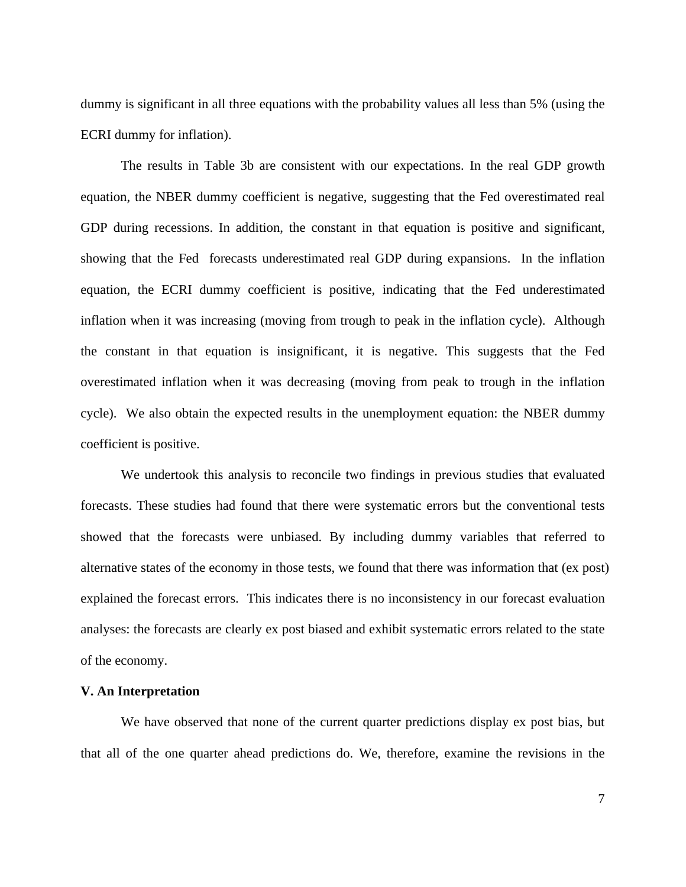dummy is significant in all three equations with the probability values all less than 5% (using the ECRI dummy for inflation).

The results in Table 3b are consistent with our expectations. In the real GDP growth equation, the NBER dummy coefficient is negative, suggesting that the Fed overestimated real GDP during recessions. In addition, the constant in that equation is positive and significant, showing that the Fed forecasts underestimated real GDP during expansions. In the inflation equation, the ECRI dummy coefficient is positive, indicating that the Fed underestimated inflation when it was increasing (moving from trough to peak in the inflation cycle). Although the constant in that equation is insignificant, it is negative. This suggests that the Fed overestimated inflation when it was decreasing (moving from peak to trough in the inflation cycle). We also obtain the expected results in the unemployment equation: the NBER dummy coefficient is positive.

We undertook this analysis to reconcile two findings in previous studies that evaluated forecasts. These studies had found that there were systematic errors but the conventional tests showed that the forecasts were unbiased. By including dummy variables that referred to alternative states of the economy in those tests, we found that there was information that (ex post) explained the forecast errors. This indicates there is no inconsistency in our forecast evaluation analyses: the forecasts are clearly ex post biased and exhibit systematic errors related to the state of the economy.

## V. An Interpretation

We have observed that none of the current quarter predictions display ex post bias, but that all of the one quarter ahead predictions do. We, therefore, examine the revisions in the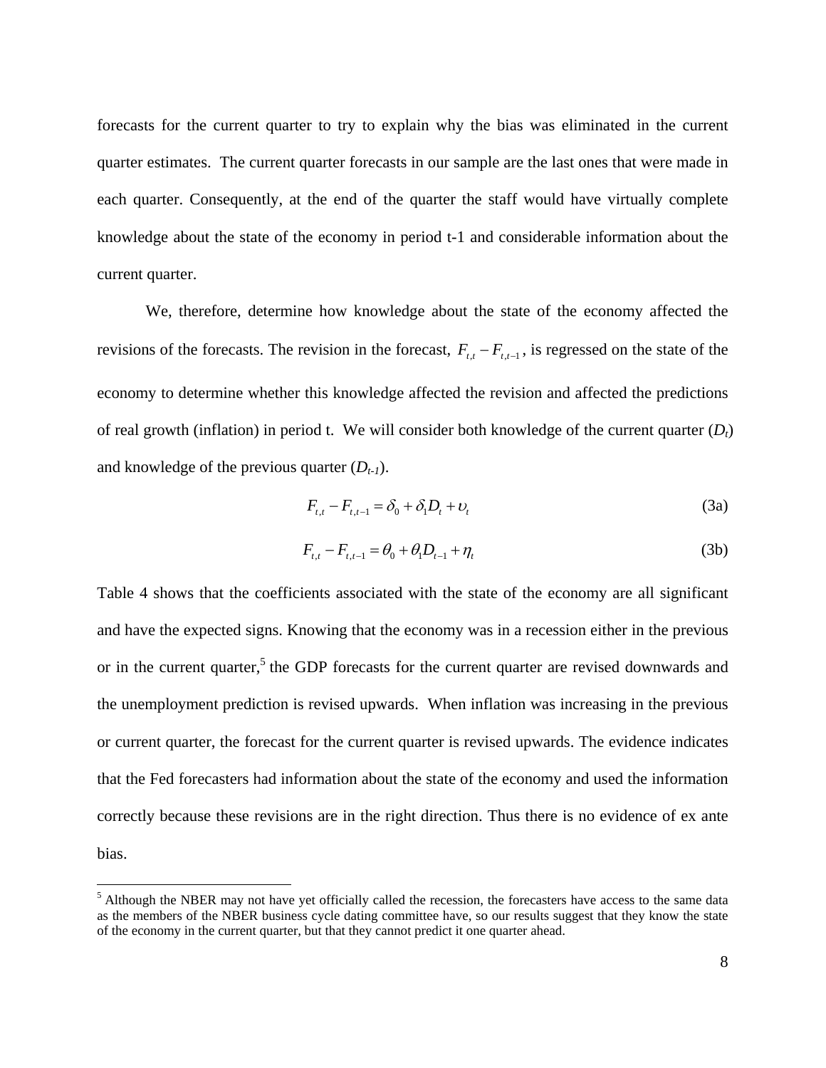forecasts for the current quarter to try to explain why the bias was eliminated in the current quarter estimates. The current quarter forecasts in our sample are the last ones that were made in each quarter. Consequently, at the end of the quarter the staff would have virtually complete knowledge about the state of the economy in period t-1 and considerable information about the current quarter.

We, therefore, determine how knowledge about the state of the economy affected the revisions of the forecasts. The revision in the forecast, $F_{t,t} - F_{t,t-1}$, is regressed on the state of the economy to determine whether this knowledge affected the revision and affected the predictions of real growth (inflation) in period t. We will consider both knowledge of the current quarter ($D_t$) and knowledge of the previous quarter ($D_{t-1}$).

$$F_{t,t} - F_{t,t-1} = \delta_0 + \delta_1 D_t + \upsilon_t \tag{3a}$$

$$F_{t,t} - F_{t,t-1} = \theta_0 + \theta_1 D_{t-1} + \eta_t \tag{3b}$$

Table 4 shows that the coefficients associated with the state of the economy are all significant and have the expected signs. Knowing that the economy was in a recession either in the previous or in the current quarter,[5] the GDP forecasts for the current quarter are revised downwards and the unemployment prediction is revised upwards. When inflation was increasing in the previous or current quarter, the forecast for the current quarter is revised upwards. The evidence indicates that the Fed forecasters had information about the state of the economy and used the information correctly because these revisions are in the right direction. Thus there is no evidence of ex ante bias.

[5] Although the NBER may not have yet officially called the recession, the forecasters have access to the same data as the members of the NBER business cycle dating committee have, so our results suggest that they know the state of the economy in the current quarter, but that they cannot predict it one quarter ahead.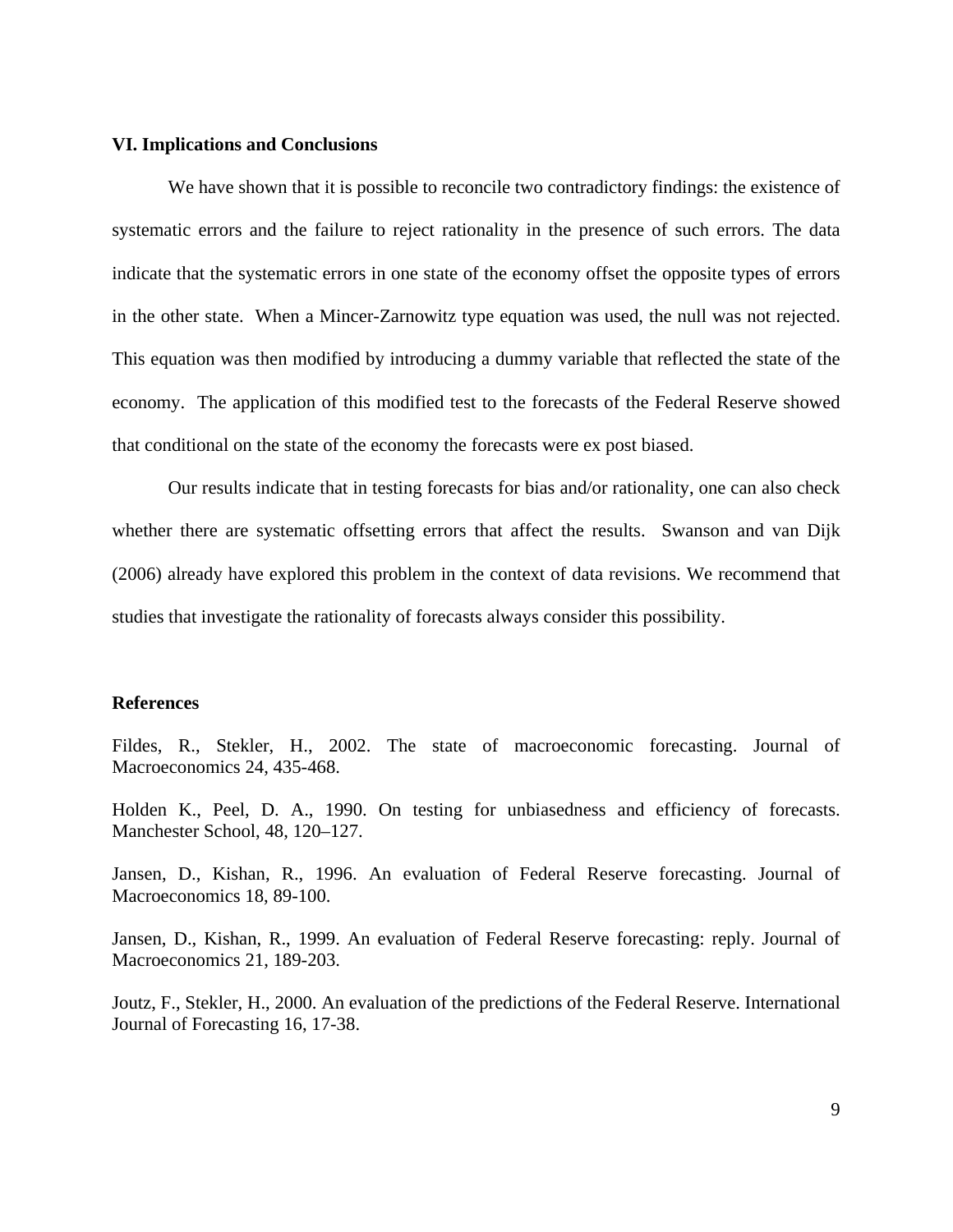## VI. Implications and Conclusions

We have shown that it is possible to reconcile two contradictory findings: the existence of systematic errors and the failure to reject rationality in the presence of such errors. The data indicate that the systematic errors in one state of the economy offset the opposite types of errors in the other state. When a Mincer-Zarnowitz type equation was used, the null was not rejected. This equation was then modified by introducing a dummy variable that reflected the state of the economy. The application of this modified test to the forecasts of the Federal Reserve showed that conditional on the state of the economy the forecasts were ex post biased.

Our results indicate that in testing forecasts for bias and/or rationality, one can also check whether there are systematic offsetting errors that affect the results. Swanson and van Dijk (2006) already have explored this problem in the context of data revisions. We recommend that studies that investigate the rationality of forecasts always consider this possibility.

## References

Fildes, R., Stekler, H., 2002. The state of macroeconomic forecasting. Journal of Macroeconomics 24, 435-468.

Holden K., Peel, D. A., 1990. On testing for unbiasedness and efficiency of forecasts. Manchester School, 48, 120–127.

Jansen, D., Kishan, R., 1996. An evaluation of Federal Reserve forecasting. Journal of Macroeconomics 18, 89-100.

Jansen, D., Kishan, R., 1999. An evaluation of Federal Reserve forecasting: reply. Journal of Macroeconomics 21, 189-203.

Joutz, F., Stekler, H., 2000. An evaluation of the predictions of the Federal Reserve. International Journal of Forecasting 16, 17-38.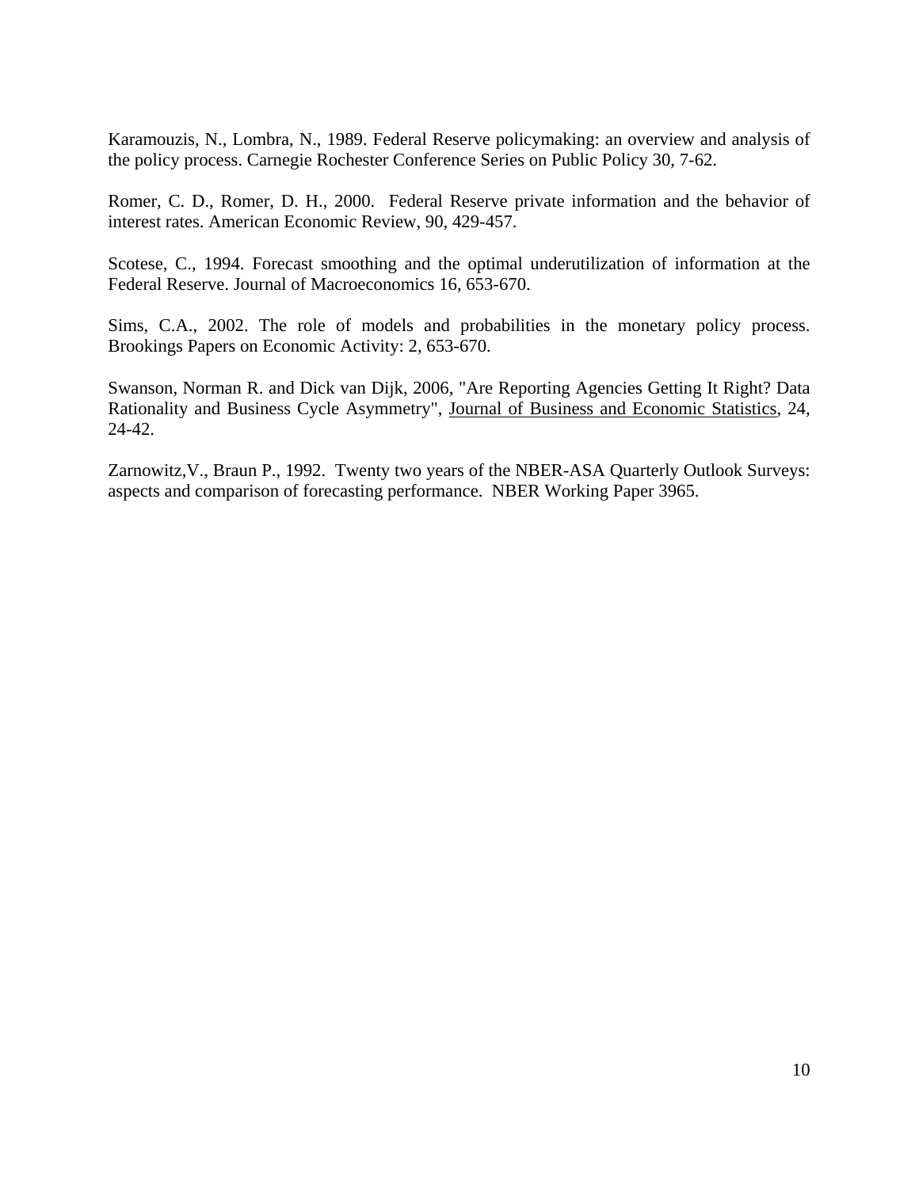Karamouzis, N., Lombra, N., 1989. Federal Reserve policymaking: an overview and analysis of the policy process. Carnegie Rochester Conference Series on Public Policy 30, 7-62.

Romer, C. D., Romer, D. H., 2000. Federal Reserve private information and the behavior of interest rates. American Economic Review, 90, 429-457.

Scotese, C., 1994. Forecast smoothing and the optimal underutilization of information at the Federal Reserve. Journal of Macroeconomics 16, 653-670.

Sims, C.A., 2002. The role of models and probabilities in the monetary policy process. Brookings Papers on Economic Activity: 2, 653-670.

Swanson, Norman R. and Dick van Dijk, 2006, "Are Reporting Agencies Getting It Right? Data Rationality and Business Cycle Asymmetry", Journal of Business and Economic Statistics, 24, 24-42.

Zarnowitz,V., Braun P., 1992. Twenty two years of the NBER-ASA Quarterly Outlook Surveys: aspects and comparison of forecasting performance. NBER Working Paper 3965.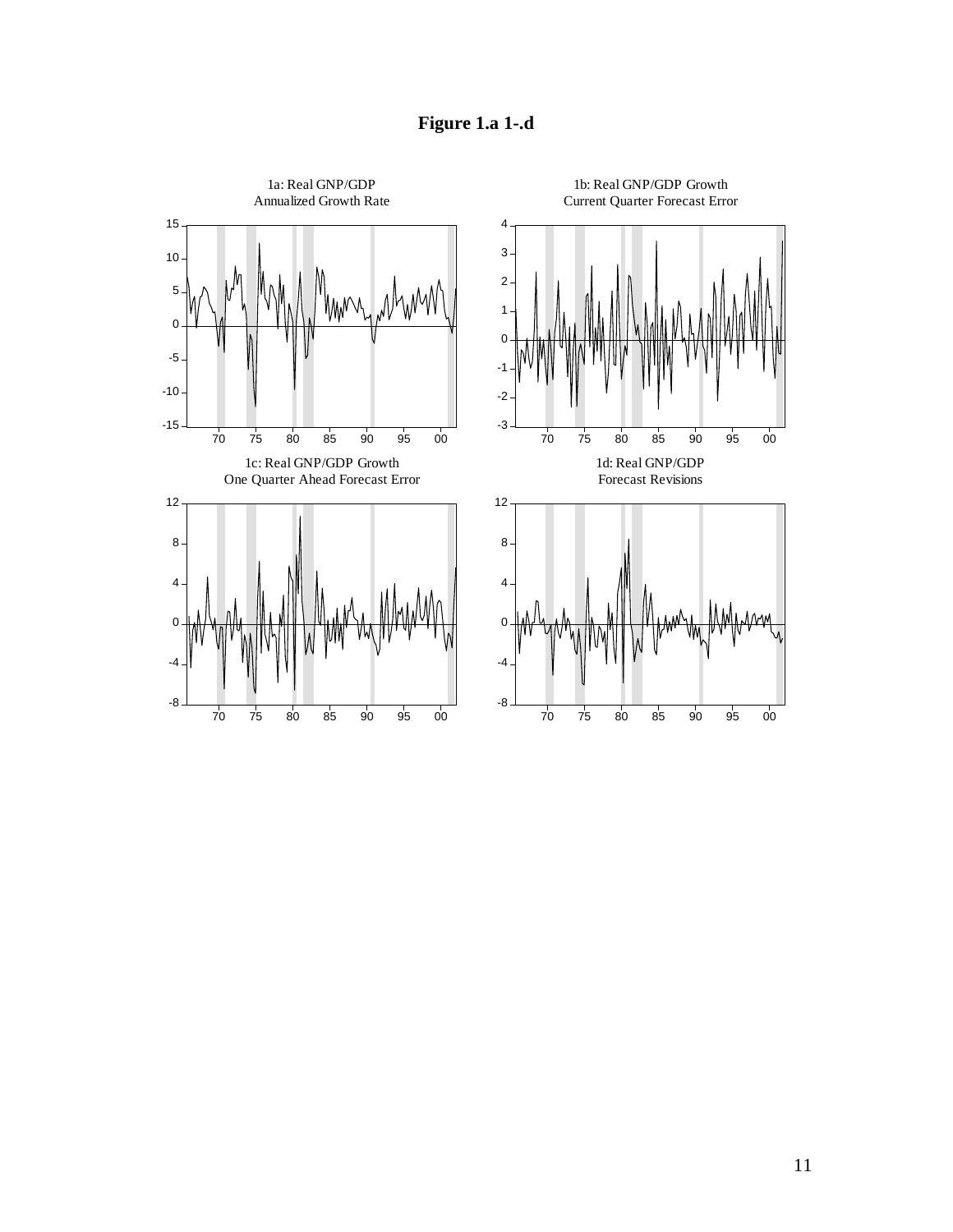**Figure 1.a 1-.d**

1a: Real GNP/GDP
Annualized Growth Rate

15
10
5
0
-5
-10
-15
70 75 80 85 90 95 00

1b: Real GNP/GDP Growth
Current Quarter Forecast Error

4
3
2
1
0
-1
-2
-3
70 75 80 85 90 95 00

1c: Real GNP/GDP Growth
One Quarter Ahead Forecast Error

12
8
4
0
-4
-8
70 75 80 85 90 95 00

1d: Real GNP/GDP
Forecast Revisions

12
8
4
0
-4
-8
70 75 80 85 90 95 00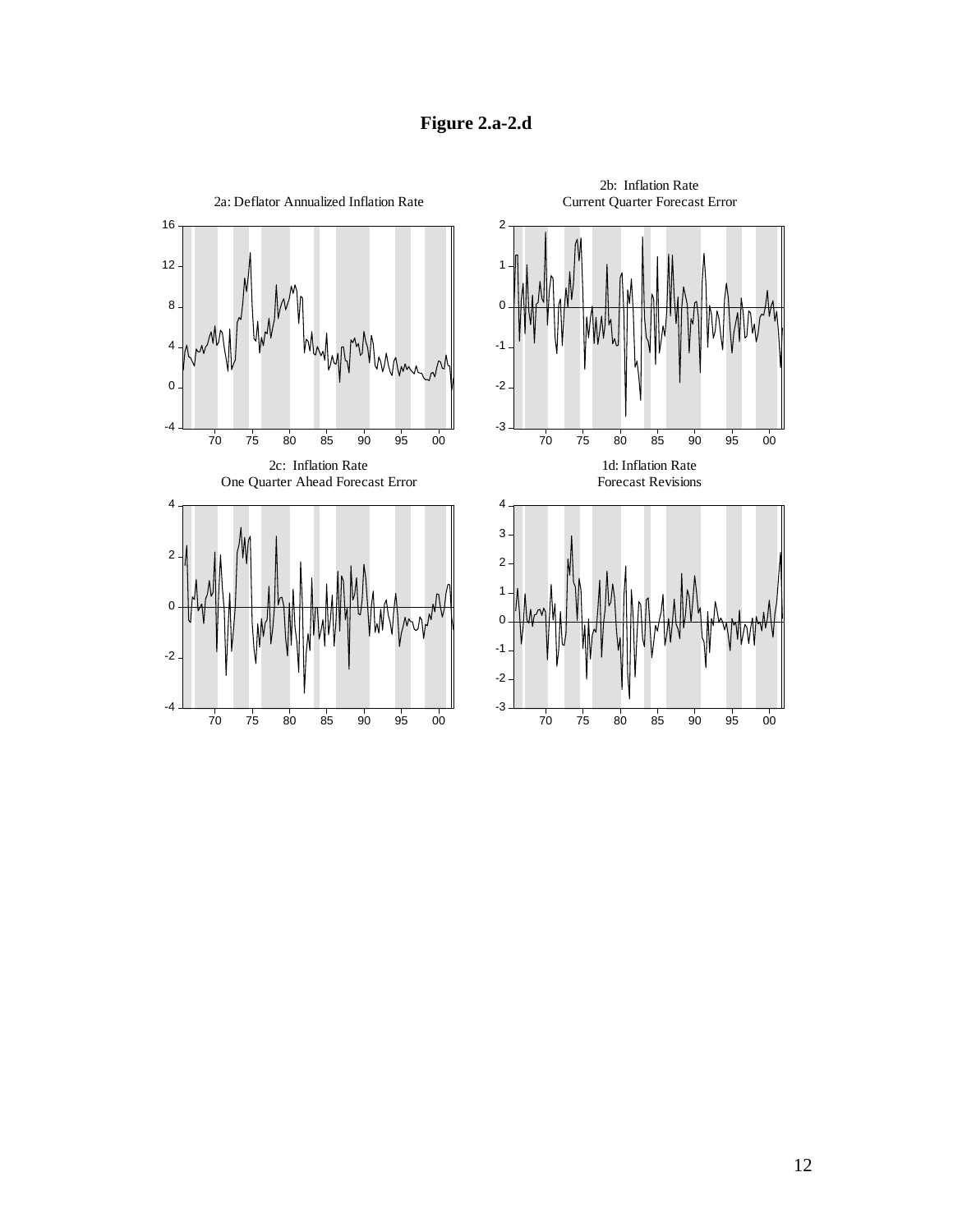**Figure 2.a-2.d**

2a: Deflator Annualized Inflation Rate

16
12
8
4
0
-4

70 75 80 85 90 95 00

2b: Inflation Rate
Current Quarter Forecast Error

2
1
0
-1
-2
-3

70 75 80 85 90 95 00

2c: Inflation Rate
One Quarter Ahead Forecast Error

4
2
0
-2
-4

70 75 80 85 90 95 00

1d: Inflation Rate
Forecast Revisions

4
3
2
1
0
-1
-2
-3

70 75 80 85 90 95 00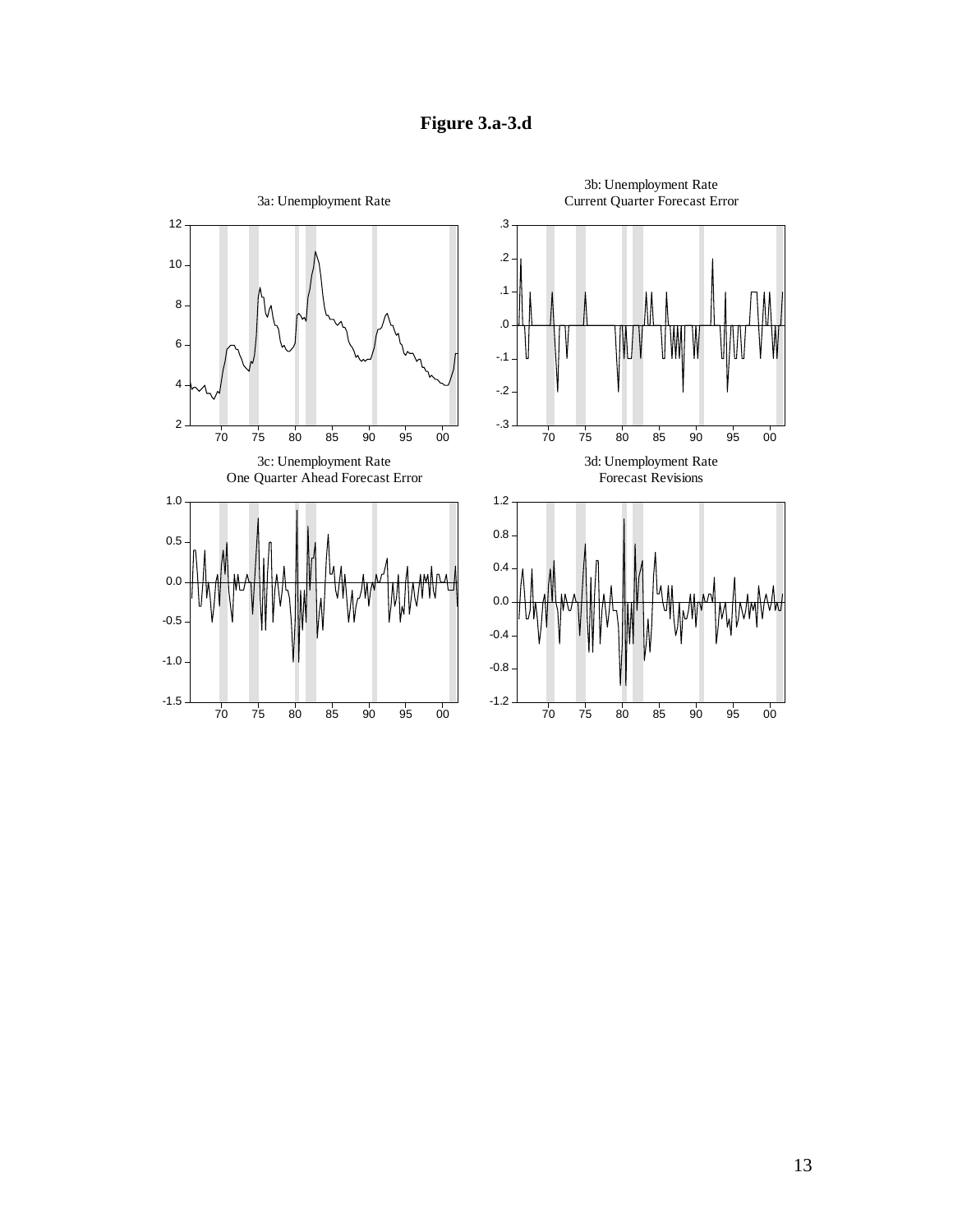# Figure 3.a-3.d

3a: Unemployment Rate

12
10
8
6
4
2

70 75 80 85 90 95 00

3b: Unemployment Rate
Current Quarter Forecast Error

.3
.2
.1
.0
-.1
-.2
-.3

70 75 80 85 90 95 00

3c: Unemployment Rate
One Quarter Ahead Forecast Error

1.0
0.5
0.0
-0.5
-1.0
-1.5

70 75 80 85 90 95 00

3d: Unemployment Rate
Forecast Revisions

1.2
0.8
0.4
0.0
-0.4
-0.8
-1.2

70 75 80 85 90 95 00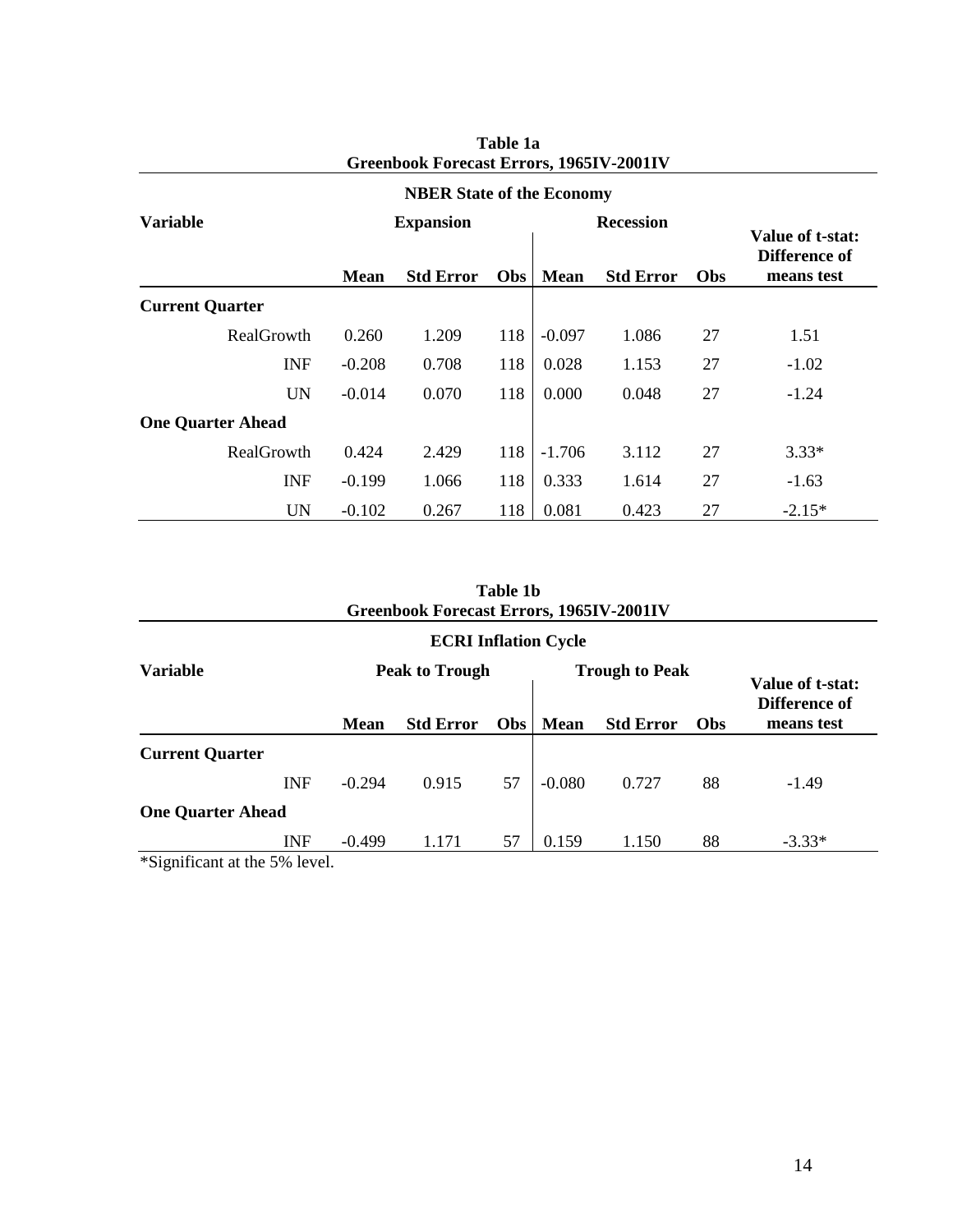**Table 1a**
**Greenbook Forecast Errors, 1965IV-2001IV**

| | NBER State of the Economy | | | | | | |
|---|---|---|---|---|---|---|---|
| **Variable** | **Expansion** | | | **Recession** | | | **Value of t-stat: Difference of means test** |
| | **Mean** | **Std Error** | **Obs** | **Mean** | **Std Error** | **Obs** | |
| **Current Quarter** | | | | | | | |
| RealGrowth | 0.260 | 1.209 | 118 | -0.097 | 1.086 | 27 | 1.51 |
| INF | -0.208 | 0.708 | 118 | 0.028 | 1.153 | 27 | -1.02 |
| UN | -0.014 | 0.070 | 118 | 0.000 | 0.048 | 27 | -1.24 |
| **One Quarter Ahead** | | | | | | | |
| RealGrowth | 0.424 | 2.429 | 118 | -1.706 | 3.112 | 27 | 3.33* |
| INF | -0.199 | 1.066 | 118 | 0.333 | 1.614 | 27 | -1.63 |
| UN | -0.102 | 0.267 | 118 | 0.081 | 0.423 | 27 | -2.15* |

**Table 1b**
**Greenbook Forecast Errors, 1965IV-2001IV**

| | ECRI Inflation Cycle | | | | | | |
|---|---|---|---|---|---|---|---|
| **Variable** | **Peak to Trough** | | | **Trough to Peak** | | | **Value of t-stat: Difference of means test** |
| | **Mean** | **Std Error** | **Obs** | **Mean** | **Std Error** | **Obs** | |
| **Current Quarter** | | | | | | | |
| INF | -0.294 | 0.915 | 57 | -0.080 | 0.727 | 88 | -1.49 |
| **One Quarter Ahead** | | | | | | | |
| INF | -0.499 | 1.171 | 57 | 0.159 | 1.150 | 88 | -3.33* |

*Significant at the 5% level.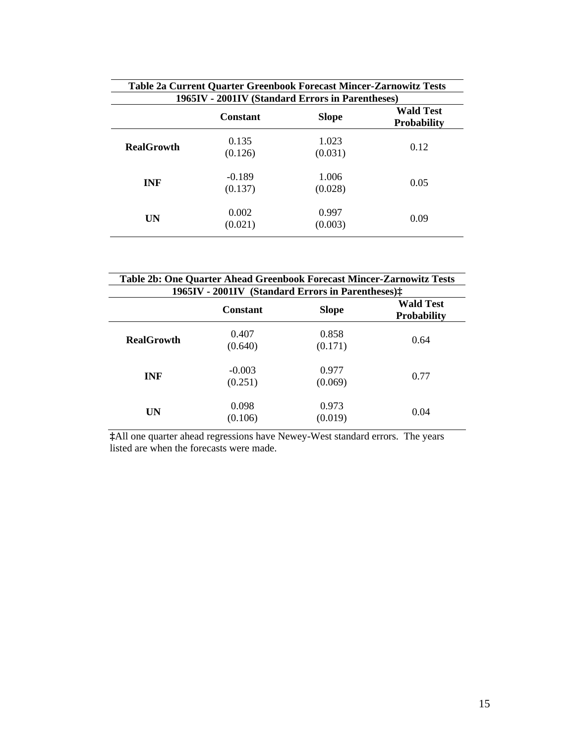**Table 2a Current Quarter Greenbook Forecast Mincer-Zarnowitz Tests 1965IV - 2001IV (Standard Errors in Parentheses)**

| | Constant | Slope | Wald Test Probability |
|---|---|---|---|
| **RealGrowth** | 0.135 (0.126) | 1.023 (0.031) | 0.12 |
| **INF** | -0.189 (0.137) | 1.006 (0.028) | 0.05 |
| **UN** | 0.002 (0.021) | 0.997 (0.003) | 0.09 |

**Table 2b: One Quarter Ahead Greenbook Forecast Mincer-Zarnowitz Tests 1965IV - 2001IV (Standard Errors in Parentheses)‡**

| | Constant | Slope | Wald Test Probability |
|---|---|---|---|
| **RealGrowth** | 0.407 (0.640) | 0.858 (0.171) | 0.64 |
| **INF** | -0.003 (0.251) | 0.977 (0.069) | 0.77 |
| **UN** | 0.098 (0.106) | 0.973 (0.019) | 0.04 |

‡All one quarter ahead regressions have Newey-West standard errors. The years listed are when the forecasts were made.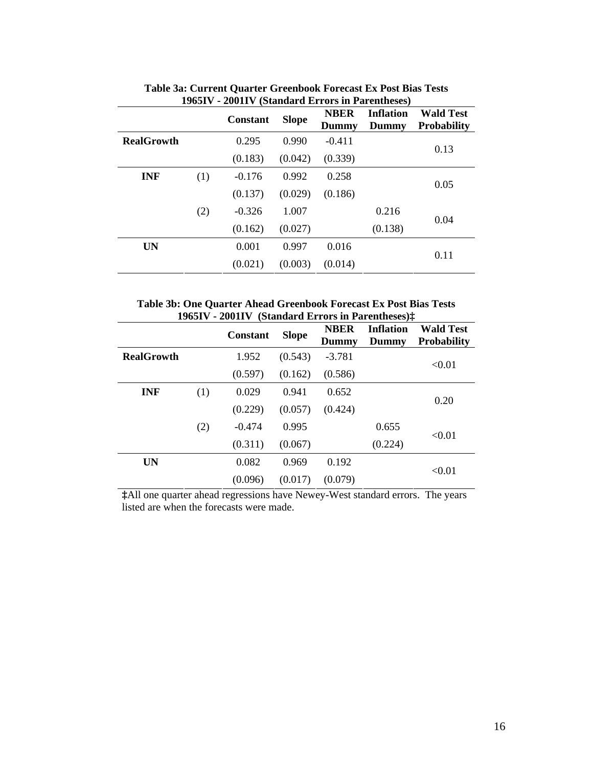**Table 3a: Current Quarter Greenbook Forecast Ex Post Bias Tests 1965IV - 2001IV (Standard Errors in Parentheses)**

| | | Constant | Slope | NBER Dummy | Inflation Dummy | Wald Test Probability |
|---|---|---|---|---|---|---|
| **RealGrowth** | | 0.295 | 0.990 | -0.411 | | 0.13 |
| | | (0.183) | (0.042) | (0.339) | | |
| **INF** | (1) | -0.176 | 0.992 | 0.258 | | 0.05 |
| | | (0.137) | (0.029) | (0.186) | | |
| | (2) | -0.326 | 1.007 | | 0.216 | 0.04 |
| | | (0.162) | (0.027) | | (0.138) | |
| **UN** | | 0.001 | 0.997 | 0.016 | | 0.11 |
| | | (0.021) | (0.003) | (0.014) | | |

**Table 3b: One Quarter Ahead Greenbook Forecast Ex Post Bias Tests 1965IV - 2001IV (Standard Errors in Parentheses)‡**

| | | Constant | Slope | NBER Dummy | Inflation Dummy | Wald Test Probability |
|---|---|---|---|---|---|---|
| **RealGrowth** | | 1.952 | (0.543) | -3.781 | | <0.01 |
| | | (0.597) | (0.162) | (0.586) | | |
| **INF** | (1) | 0.029 | 0.941 | 0.652 | | 0.20 |
| | | (0.229) | (0.057) | (0.424) | | |
| | (2) | -0.474 | 0.995 | | 0.655 | <0.01 |
| | | (0.311) | (0.067) | | (0.224) | |
| **UN** | | 0.082 | 0.969 | 0.192 | | <0.01 |
| | | (0.096) | (0.017) | (0.079) | | |

‡All one quarter ahead regressions have Newey-West standard errors. The years listed are when the forecasts were made.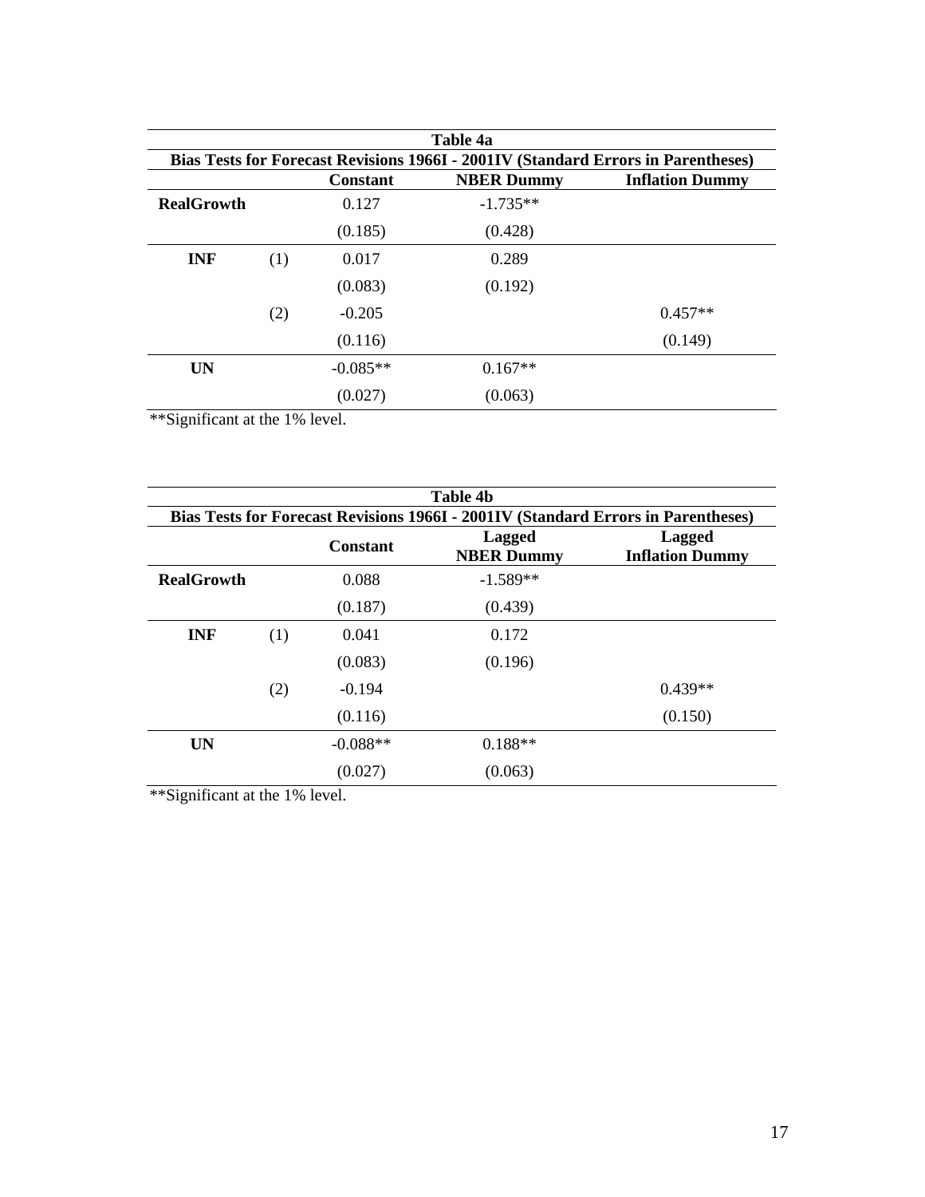| Table 4a | | | | |
|---|---|---|---|---|
| Bias Tests for Forecast Revisions 1966I - 2001IV (Standard Errors in Parentheses) | | | | |
| | | **Constant** | **NBER Dummy** | **Inflation Dummy** |
| **RealGrowth** | | 0.127 | -1.735** | |
| | | (0.185) | (0.428) | |
| **INF** | (1) | 0.017 | 0.289 | |
| | | (0.083) | (0.192) | |
| | (2) | -0.205 | | 0.457** |
| | | (0.116) | | (0.149) |
| **UN** | | -0.085** | 0.167** | |
| | | (0.027) | (0.063) | |

**Significant at the 1% level.

| Table 4b | | | | |
|---|---|---|---|---|
| Bias Tests for Forecast Revisions 1966I - 2001IV (Standard Errors in Parentheses) | | | | |
| | | **Constant** | **Lagged NBER Dummy** | **Lagged Inflation Dummy** |
| **RealGrowth** | | 0.088 | -1.589** | |
| | | (0.187) | (0.439) | |
| **INF** | (1) | 0.041 | 0.172 | |
| | | (0.083) | (0.196) | |
| | (2) | -0.194 | | 0.439** |
| | | (0.116) | | (0.150) |
| **UN** | | -0.088** | 0.188** | |
| | | (0.027) | (0.063) | |

**Significant at the 1% level.